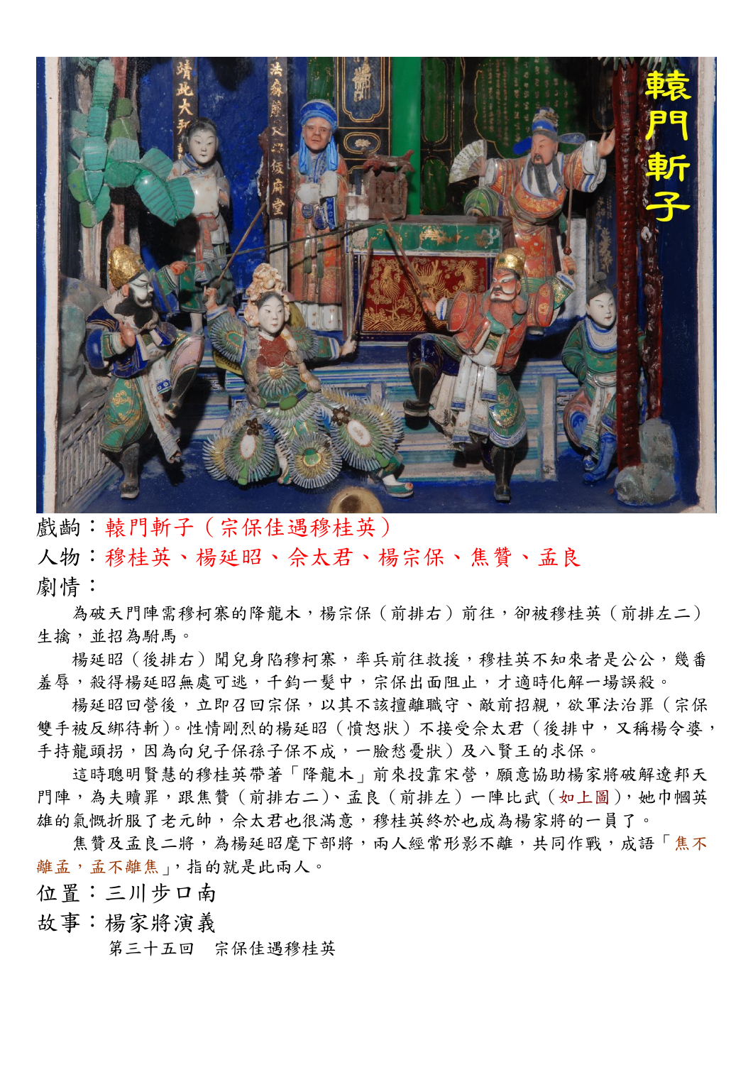戲齣：轅門斬子（宗保佳遇穆桂英）

人物：穆桂英、楊延昭、佘太君、楊宗保、焦贊、孟良

劇情：

為破天門陣需穆柯寨的降龍木，楊宗保（前排右）前往，卻被穆桂英（前排左二）生擒，並招為駙馬。

楊延昭（後排右）聞兒身陷穆柯寨，率兵前往救援，穆桂英不知來者是公公，幾番羞辱，殺得楊延昭無處可逃，千鈞一髮中，宗保出面阻止，才適時化解一場誤殺。

楊延昭回營後，立即召回宗保，以其不該擅離職守、敵前招親，欲軍法治罪（宗保雙手被反綁待斬）。性情剛烈的楊延昭（憤怒狀）不接受佘太君（後排中，又稱楊令婆，手持龍頭拐，因為向兒子保孫子保不成，一臉愁憂狀）及八賢王的求保。

這時聰明賢慧的穆桂英帶著「降龍木」前來投靠宋營，願意協助楊家將破解遼邦天門陣，為夫贖罪，跟焦贊（前排右二）、孟良（前排左）一陣比武（如上圖），她巾幗英雄的氣慨折服了老元帥，佘太君也很滿意，穆桂英終於也成為楊家將的一員了。

焦贊及孟良二將，為楊延昭麾下部將，兩人經常形影不離，共同作戰，成語「焦不離孟，孟不離焦」，指的就是此兩人。

位置：三川步口南

故事：楊家將演義

第三十五回　宗保佳遇穆桂英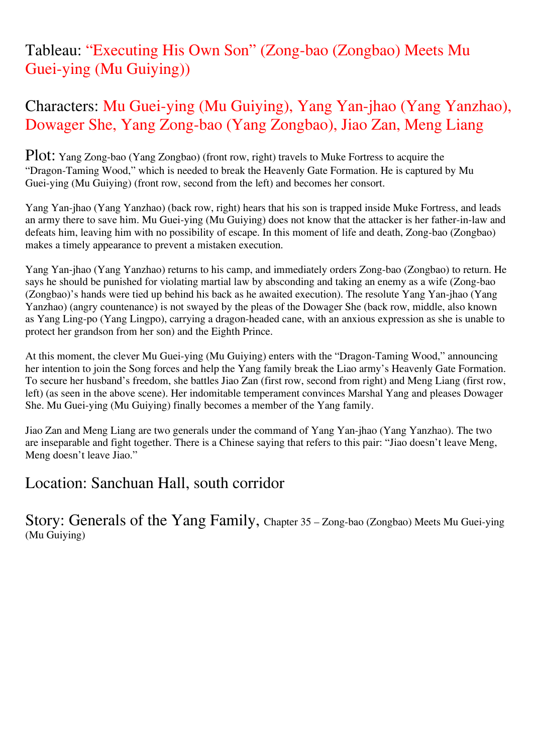## Tableau: “Executing His Own Son” (Zong-bao (Zongbao) Meets Mu Guei-ying (Mu Guiying))

## Characters: Mu Guei-ying (Mu Guiying), Yang Yan-jhao (Yang Yanzhao), Dowager She, Yang Zong-bao (Yang Zongbao), Jiao Zan, Meng Liang

**Plot:** Yang Zong-bao (Yang Zongbao) (front row, right) travels to Muke Fortress to acquire the “Dragon-Taming Wood,” which is needed to break the Heavenly Gate Formation. He is captured by Mu Guei-ying (Mu Guiying) (front row, second from the left) and becomes her consort.

Yang Yan-jhao (Yang Yanzhao) (back row, right) hears that his son is trapped inside Muke Fortress, and leads an army there to save him. Mu Guei-ying (Mu Guiying) does not know that the attacker is her father-in-law and defeats him, leaving him with no possibility of escape. In this moment of life and death, Zong-bao (Zongbao) makes a timely appearance to prevent a mistaken execution.

Yang Yan-jhao (Yang Yanzhao) returns to his camp, and immediately orders Zong-bao (Zongbao) to return. He says he should be punished for violating martial law by absconding and taking an enemy as a wife (Zong-bao (Zongbao)’s hands were tied up behind his back as he awaited execution). The resolute Yang Yan-jhao (Yang Yanzhao) (angry countenance) is not swayed by the pleas of the Dowager She (back row, middle, also known as Yang Ling-po (Yang Lingpo), carrying a dragon-headed cane, with an anxious expression as she is unable to protect her grandson from her son) and the Eighth Prince.

At this moment, the clever Mu Guei-ying (Mu Guiying) enters with the “Dragon-Taming Wood,” announcing her intention to join the Song forces and help the Yang family break the Liao army’s Heavenly Gate Formation. To secure her husband’s freedom, she battles Jiao Zan (first row, second from right) and Meng Liang (first row, left) (as seen in the above scene). Her indomitable temperament convinces Marshal Yang and pleases Dowager She. Mu Guei-ying (Mu Guiying) finally becomes a member of the Yang family.

Jiao Zan and Meng Liang are two generals under the command of Yang Yan-jhao (Yang Yanzhao). The two are inseparable and fight together. There is a Chinese saying that refers to this pair: “Jiao doesn’t leave Meng, Meng doesn’t leave Jiao.”

## Location: Sanchuan Hall, south corridor

## Story: Generals of the Yang Family, Chapter 35 – Zong-bao (Zongbao) Meets Mu Guei-ying (Mu Guiying)